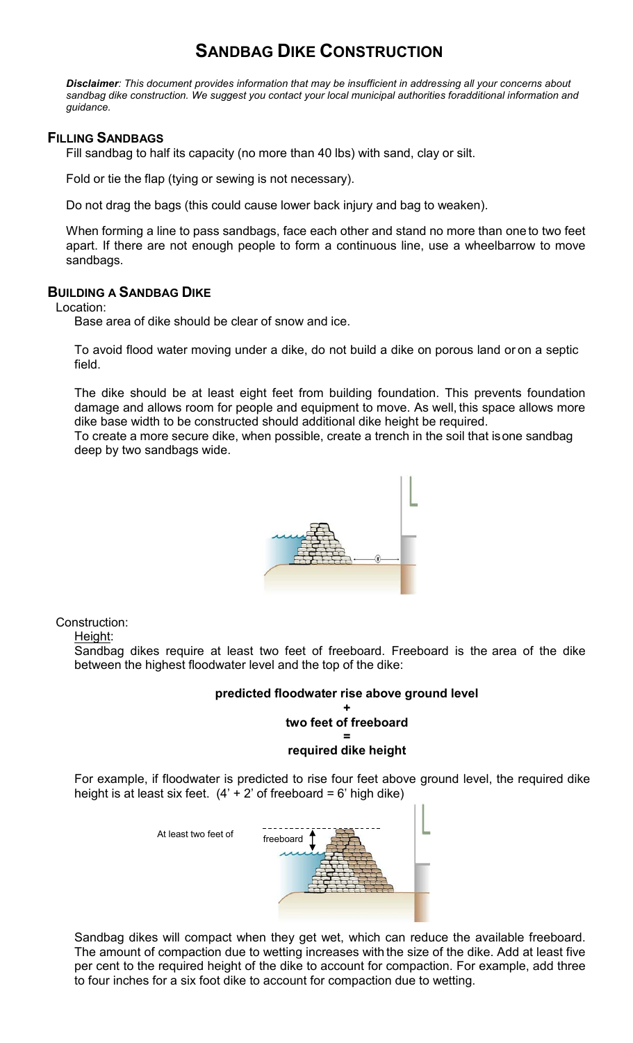# SANDBAG DIKE CONSTRUCTION

***Disclaimer**: This document provides information that may be insufficient in addressing all your concerns about sandbag dike construction. We suggest you contact your local municipal authorities foradditional information and guidance.*

## FILLING SANDBAGS

Fill sandbag to half its capacity (no more than 40 lbs) with sand, clay or silt.

Fold or tie the flap (tying or sewing is not necessary).

Do not drag the bags (this could cause lower back injury and bag to weaken).

When forming a line to pass sandbags, face each other and stand no more than oneto two feet apart. If there are not enough people to form a continuous line, use a wheelbarrow to move sandbags.

## BUILDING A SANDBAG DIKE

Location:

Base area of dike should be clear of snow and ice.

To avoid flood water moving under a dike, do not build a dike on porous land or on a septic field.

The dike should be at least eight feet from building foundation. This prevents foundation damage and allows room for people and equipment to move. As well, this space allows more dike base width to be constructed should additional dike height be required.
To create a more secure dike, when possible, create a trench in the soil that isone sandbag deep by two sandbags wide.

Construction:

Height:

Sandbag dikes require at least two feet of freeboard. Freeboard is the area of the dike between the highest floodwater level and the top of the dike:

**predicted floodwater rise above ground level**
**+**
**two feet of freeboard**
**=**
**required dike height**

For example, if floodwater is predicted to rise four feet above ground level, the required dike height is at least six feet. (4' + 2' of freeboard = 6' high dike)

At least two feet of freeboard

Sandbag dikes will compact when they get wet, which can reduce the available freeboard. The amount of compaction due to wetting increases with the size of the dike. Add at least five per cent to the required height of the dike to account for compaction. For example, add three to four inches for a six foot dike to account for compaction due to wetting.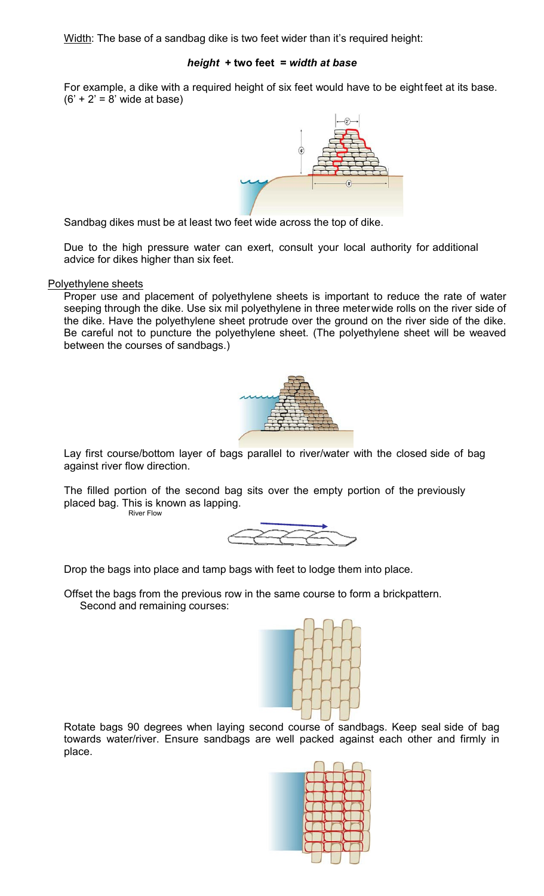Width: The base of a sandbag dike is two feet wider than it's required height:

***height* + two feet = *width at base***

For example, a dike with a required height of six feet would have to be eight feet at its base. (6' + 2' = 8' wide at base)

Sandbag dikes must be at least two feet wide across the top of dike.

Due to the high pressure water can exert, consult your local authority for additional advice for dikes higher than six feet.

Polyethylene sheets

Proper use and placement of polyethylene sheets is important to reduce the rate of water seeping through the dike. Use six mil polyethylene in three meter wide rolls on the river side of the dike. Have the polyethylene sheet protrude over the ground on the river side of the dike. Be careful not to puncture the polyethylene sheet. (The polyethylene sheet will be weaved between the courses of sandbags.)

Lay first course/bottom layer of bags parallel to river/water with the closed side of bag against river flow direction.

The filled portion of the second bag sits over the empty portion of the previously placed bag. This is known as lapping.

River Flow

Drop the bags into place and tamp bags with feet to lodge them into place.

Offset the bags from the previous row in the same course to form a brick pattern.

Second and remaining courses:

Rotate bags 90 degrees when laying second course of sandbags. Keep seal side of bag towards water/river. Ensure sandbags are well packed against each other and firmly in place.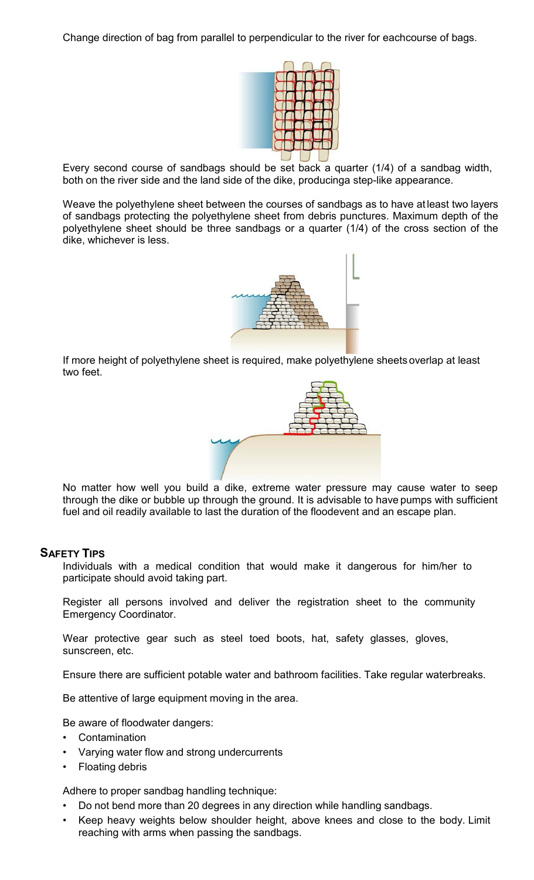Change direction of bag from parallel to perpendicular to the river for eachcourse of bags.

Every second course of sandbags should be set back a quarter (1/4) of a sandbag width, both on the river side and the land side of the dike, producinga step-like appearance.

Weave the polyethylene sheet between the courses of sandbags as to have atleast two layers of sandbags protecting the polyethylene sheet from debris punctures. Maximum depth of the polyethylene sheet should be three sandbags or a quarter (1/4) of the cross section of the dike, whichever is less.

If more height of polyethylene sheet is required, make polyethylene sheets overlap at least two feet.

No matter how well you build a dike, extreme water pressure may cause water to seep through the dike or bubble up through the ground. It is advisable to have pumps with sufficient fuel and oil readily available to last the duration of the floodevent and an escape plan.

## Safety Tips

Individuals with a medical condition that would make it dangerous for him/her to participate should avoid taking part.

Register all persons involved and deliver the registration sheet to the community Emergency Coordinator.

Wear protective gear such as steel toed boots, hat, safety glasses, gloves, sunscreen, etc.

Ensure there are sufficient potable water and bathroom facilities. Take regular waterbreaks.

Be attentive of large equipment moving in the area.

Be aware of floodwater dangers:

- Contamination
- Varying water flow and strong undercurrents
- Floating debris

Adhere to proper sandbag handling technique:

- Do not bend more than 20 degrees in any direction while handling sandbags.
- Keep heavy weights below shoulder height, above knees and close to the body. Limit reaching with arms when passing the sandbags.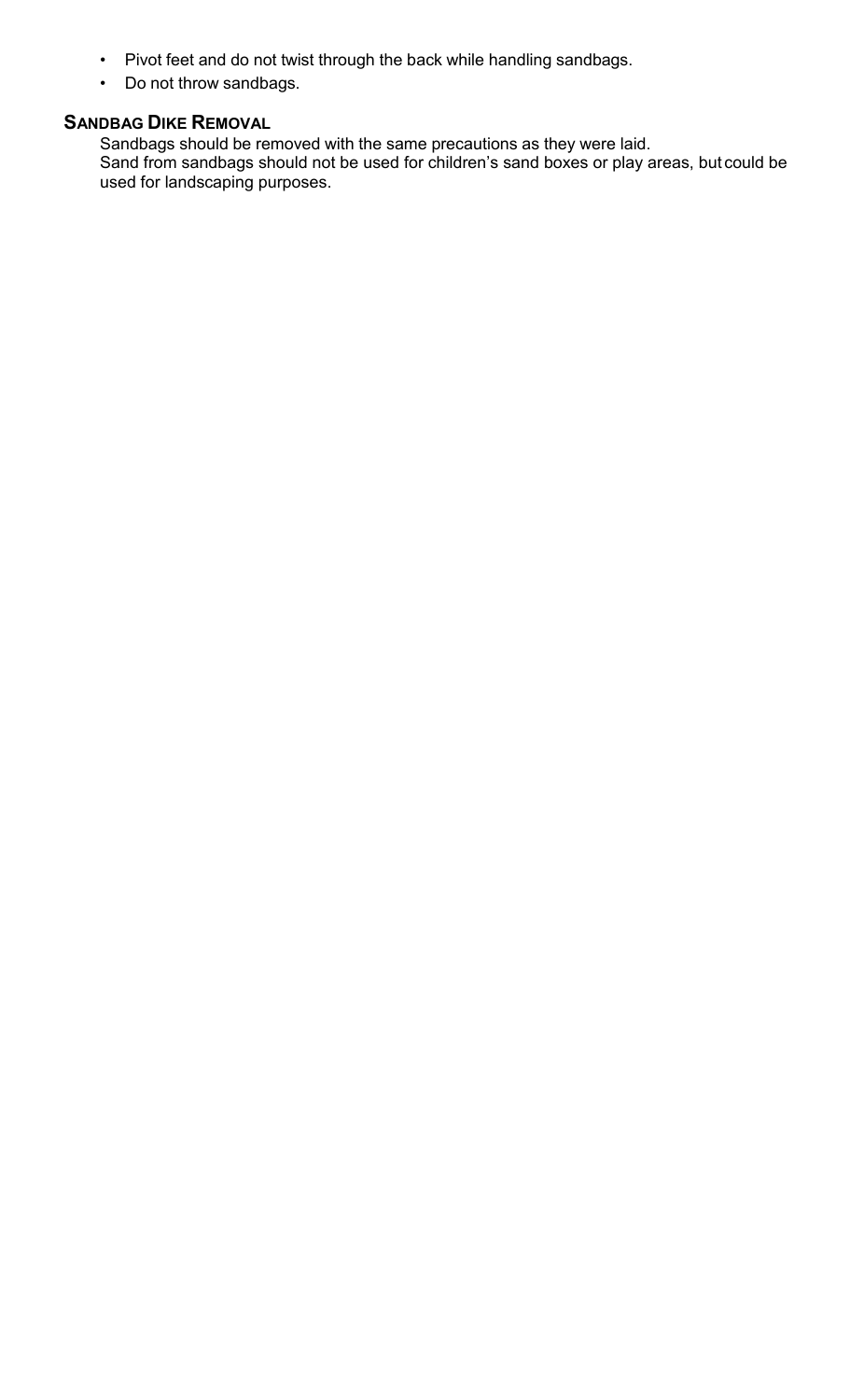- Pivot feet and do not twist through the back while handling sandbags.
- Do not throw sandbags.

## Sandbag Dike Removal

Sandbags should be removed with the same precautions as they were laid.
Sand from sandbags should not be used for children's sand boxes or play areas, but could be used for landscaping purposes.